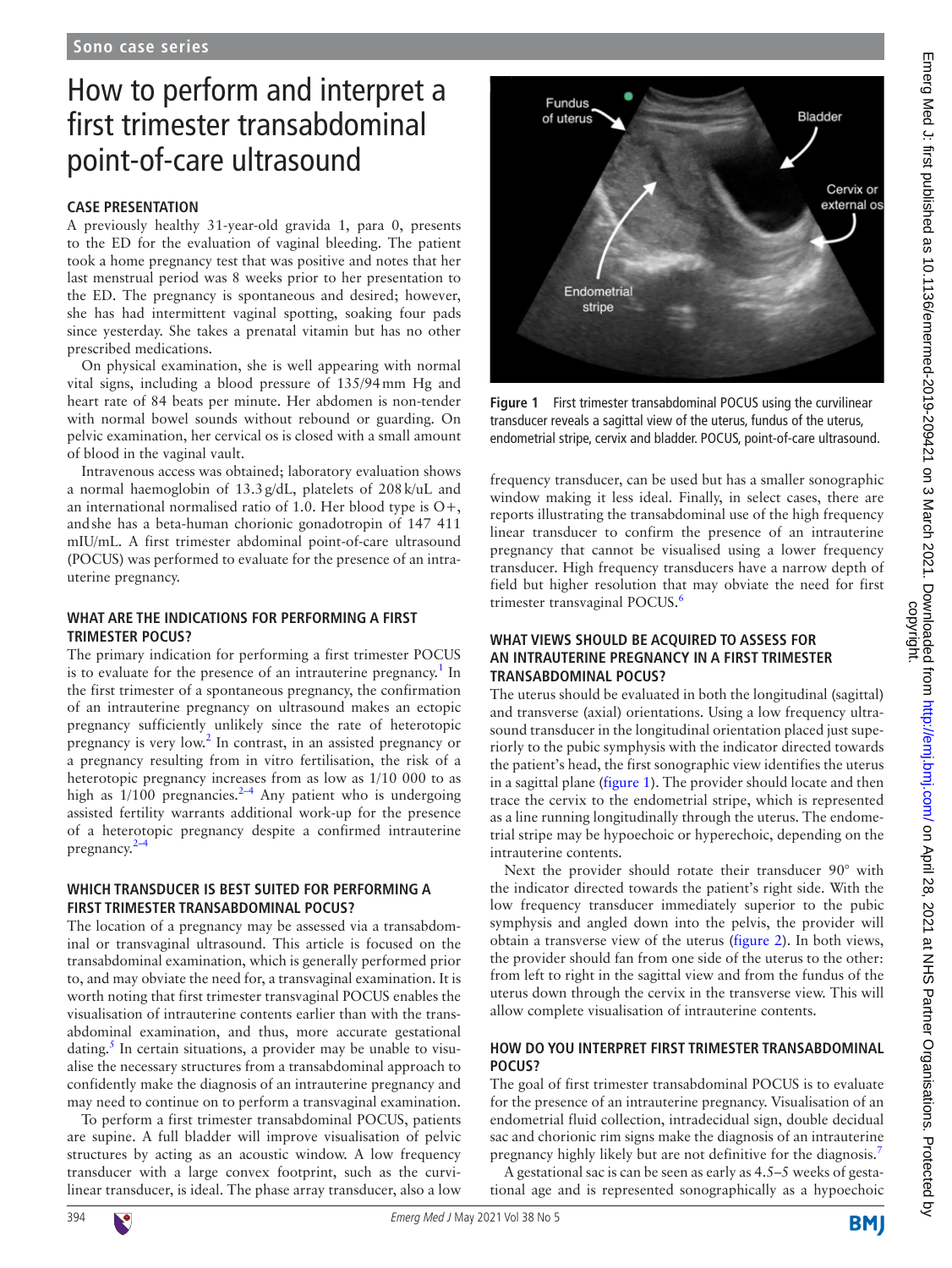Sono case series

# How to perform and interpret a first trimester transabdominal point-of-care ultrasound

## CASE PRESENTATION

A previously healthy 31-year-old gravida 1, para 0, presents to the ED for the evaluation of vaginal bleeding. The patient took a home pregnancy test that was positive and notes that her last menstrual period was 8 weeks prior to her presentation to the ED. The pregnancy is spontaneous and desired; however, she has had intermittent vaginal spotting, soaking four pads since yesterday. She takes a prenatal vitamin but has no other prescribed medications.

On physical examination, she is well appearing with normal vital signs, including a blood pressure of 135/94 mm Hg and heart rate of 84 beats per minute. Her abdomen is non-tender with normal bowel sounds without rebound or guarding. On pelvic examination, her cervical os is closed with a small amount of blood in the vaginal vault.

Intravenous access was obtained; laboratory evaluation shows a normal haemoglobin of 13.3 g/dL, platelets of 208 k/uL and an international normalised ratio of 1.0. Her blood type is O+, and she has a beta-human chorionic gonadotropin of 147 411 mIU/mL. A first trimester abdominal point-of-care ultrasound (POCUS) was performed to evaluate for the presence of an intrauterine pregnancy.

## WHAT ARE THE INDICATIONS FOR PERFORMING A FIRST TRIMESTER POCUS?

The primary indication for performing a first trimester POCUS is to evaluate for the presence of an intrauterine pregnancy.[1] In the first trimester of a spontaneous pregnancy, the confirmation of an intrauterine pregnancy on ultrasound makes an ectopic pregnancy sufficiently unlikely since the rate of heterotopic pregnancy is very low.[2] In contrast, in an assisted pregnancy or a pregnancy resulting from in vitro fertilisation, the risk of a heterotopic pregnancy increases from as low as 1/10 000 to as high as 1/100 pregnancies.[2–4] Any patient who is undergoing assisted fertility warrants additional work-up for the presence of a heterotopic pregnancy despite a confirmed intrauterine pregnancy.[2–4]

## WHICH TRANSDUCER IS BEST SUITED FOR PERFORMING A FIRST TRIMESTER TRANSABDOMINAL POCUS?

The location of a pregnancy may be assessed via a transabdominal or transvaginal ultrasound. This article is focused on the transabdominal examination, which is generally performed prior to, and may obviate the need for, a transvaginal examination. It is worth noting that first trimester transvaginal POCUS enables the visualisation of intrauterine contents earlier than with the transabdominal examination, and thus, more accurate gestational dating.[5] In certain situations, a provider may be unable to visualise the necessary structures from a transabdominal approach to confidently make the diagnosis of an intrauterine pregnancy and may need to continue on to perform a transvaginal examination.

To perform a first trimester transabdominal POCUS, patients are supine. A full bladder will improve visualisation of pelvic structures by acting as an acoustic window. A low frequency transducer with a large convex footprint, such as the curvilinear transducer, is ideal. The phase array transducer, also a low frequency transducer, can be used but has a smaller sonographic window making it less ideal. Finally, in select cases, there are reports illustrating the transabdominal use of the high frequency linear transducer to confirm the presence of an intrauterine pregnancy that cannot be visualised using a lower frequency transducer. High frequency transducers have a narrow depth of field but higher resolution that may obviate the need for first trimester transvaginal POCUS.[6]

Figure 1 First trimester transabdominal POCUS using the curvilinear transducer reveals a sagittal view of the uterus, fundus of the uterus, endometrial stripe, cervix and bladder. POCUS, point-of-care ultrasound.

## WHAT VIEWS SHOULD BE ACQUIRED TO ASSESS FOR AN INTRAUTERINE PREGNANCY IN A FIRST TRIMESTER TRANSABDOMINAL POCUS?

The uterus should be evaluated in both the longitudinal (sagittal) and transverse (axial) orientations. Using a low frequency ultrasound transducer in the longitudinal orientation placed just superiorly to the pubic symphysis with the indicator directed towards the patient's head, the first sonographic view identifies the uterus in a sagittal plane (figure 1). The provider should locate and then trace the cervix to the endometrial stripe, which is represented as a line running longitudinally through the uterus. The endometrial stripe may be hypoechoic or hyperechoic, depending on the intrauterine contents.

Next the provider should rotate their transducer 90° with the indicator directed towards the patient's right side. With the low frequency transducer immediately superior to the pubic symphysis and angled down into the pelvis, the provider will obtain a transverse view of the uterus (figure 2). In both views, the provider should fan from one side of the uterus to the other: from left to right in the sagittal view and from the fundus of the uterus down through the cervix in the transverse view. This will allow complete visualisation of intrauterine contents.

## HOW DO YOU INTERPRET FIRST TRIMESTER TRANSABDOMINAL POCUS?

The goal of first trimester transabdominal POCUS is to evaluate for the presence of an intrauterine pregnancy. Visualisation of an endometrial fluid collection, intradecidual sign, double decidual sac and chorionic rim signs make the diagnosis of an intrauterine pregnancy highly likely but are not definitive for the diagnosis.[7]

A gestational sac is can be seen as early as 4.5–5 weeks of gestational age and is represented sonographically as a hypoechoic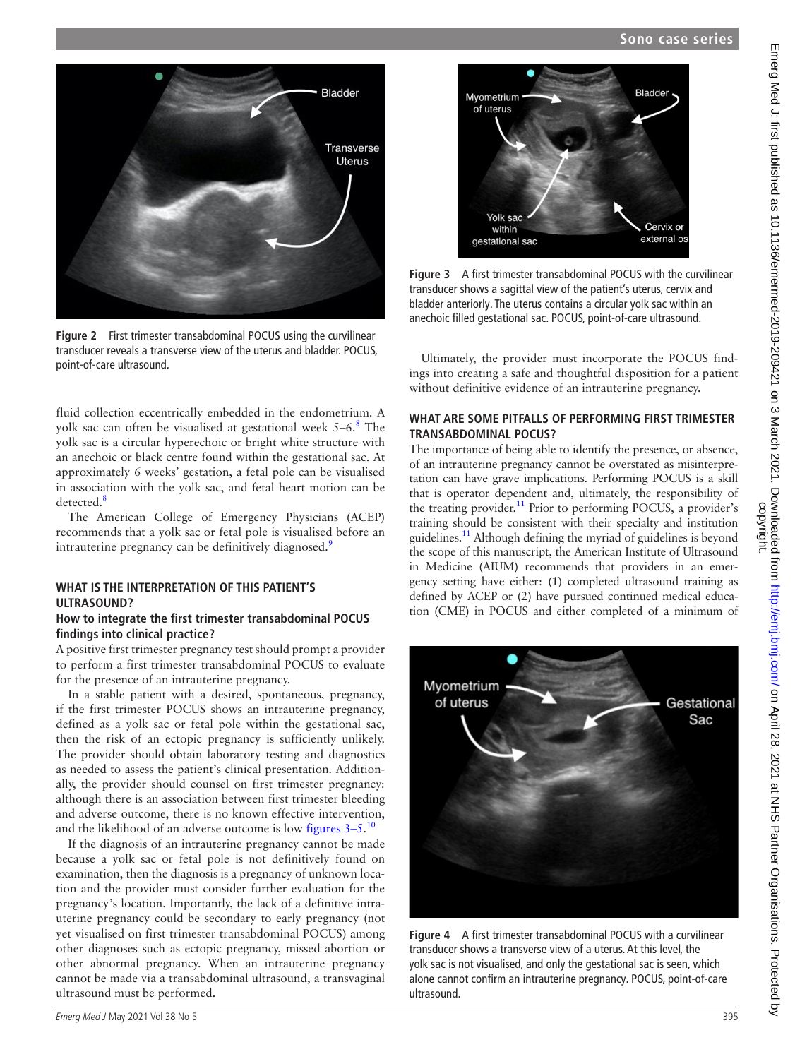Figure 2 First trimester transabdominal POCUS using the curvilinear transducer reveals a transverse view of the uterus and bladder. POCUS, point-of-care ultrasound.

fluid collection eccentrically embedded in the endometrium. A yolk sac can often be visualised at gestational week 5–6.[8] The yolk sac is a circular hyperechoic or bright white structure with an anechoic or black centre found within the gestational sac. At approximately 6 weeks' gestation, a fetal pole can be visualised in association with the yolk sac, and fetal heart motion can be detected.[8]

The American College of Emergency Physicians (ACEP) recommends that a yolk sac or fetal pole is visualised before an intrauterine pregnancy can be definitively diagnosed.[9]

## WHAT IS THE INTERPRETATION OF THIS PATIENT'S ULTRASOUND?

### How to integrate the first trimester transabdominal POCUS findings into clinical practice?

A positive first trimester pregnancy test should prompt a provider to perform a first trimester transabdominal POCUS to evaluate for the presence of an intrauterine pregnancy.

In a stable patient with a desired, spontaneous, pregnancy, if the first trimester POCUS shows an intrauterine pregnancy, defined as a yolk sac or fetal pole within the gestational sac, then the risk of an ectopic pregnancy is sufficiently unlikely. The provider should obtain laboratory testing and diagnostics as needed to assess the patient's clinical presentation. Additionally, the provider should counsel on first trimester pregnancy: although there is an association between first trimester bleeding and adverse outcome, there is no known effective intervention, and the likelihood of an adverse outcome is low figures 3–5.[10]

If the diagnosis of an intrauterine pregnancy cannot be made because a yolk sac or fetal pole is not definitively found on examination, then the diagnosis is a pregnancy of unknown location and the provider must consider further evaluation for the pregnancy's location. Importantly, the lack of a definitive intrauterine pregnancy could be secondary to early pregnancy (not yet visualised on first trimester transabdominal POCUS) among other diagnoses such as ectopic pregnancy, missed abortion or other abnormal pregnancy. When an intrauterine pregnancy cannot be made via a transabdominal ultrasound, a transvaginal ultrasound must be performed.

Figure 3 A first trimester transabdominal POCUS with the curvilinear transducer shows a sagittal view of the patient's uterus, cervix and bladder anteriorly. The uterus contains a circular yolk sac within an anechoic filled gestational sac. POCUS, point-of-care ultrasound.

Ultimately, the provider must incorporate the POCUS findings into creating a safe and thoughtful disposition for a patient without definitive evidence of an intrauterine pregnancy.

## WHAT ARE SOME PITFALLS OF PERFORMING FIRST TRIMESTER TRANSABDOMINAL POCUS?

The importance of being able to identify the presence, or absence, of an intrauterine pregnancy cannot be overstated as misinterpretation can have grave implications. Performing POCUS is a skill that is operator dependent and, ultimately, the responsibility of the treating provider.[11] Prior to performing POCUS, a provider's training should be consistent with their specialty and institution guidelines.[11] Although defining the myriad of guidelines is beyond the scope of this manuscript, the American Institute of Ultrasound in Medicine (AIUM) recommends that providers in an emergency setting have either: (1) completed ultrasound training as defined by ACEP or (2) have pursued continued medical education (CME) in POCUS and either completed of a minimum of

Figure 4 A first trimester transabdominal POCUS with a curvilinear transducer shows a transverse view of a uterus. At this level, the yolk sac is not visualised, and only the gestational sac is seen, which alone cannot confirm an intrauterine pregnancy. POCUS, point-of-care ultrasound.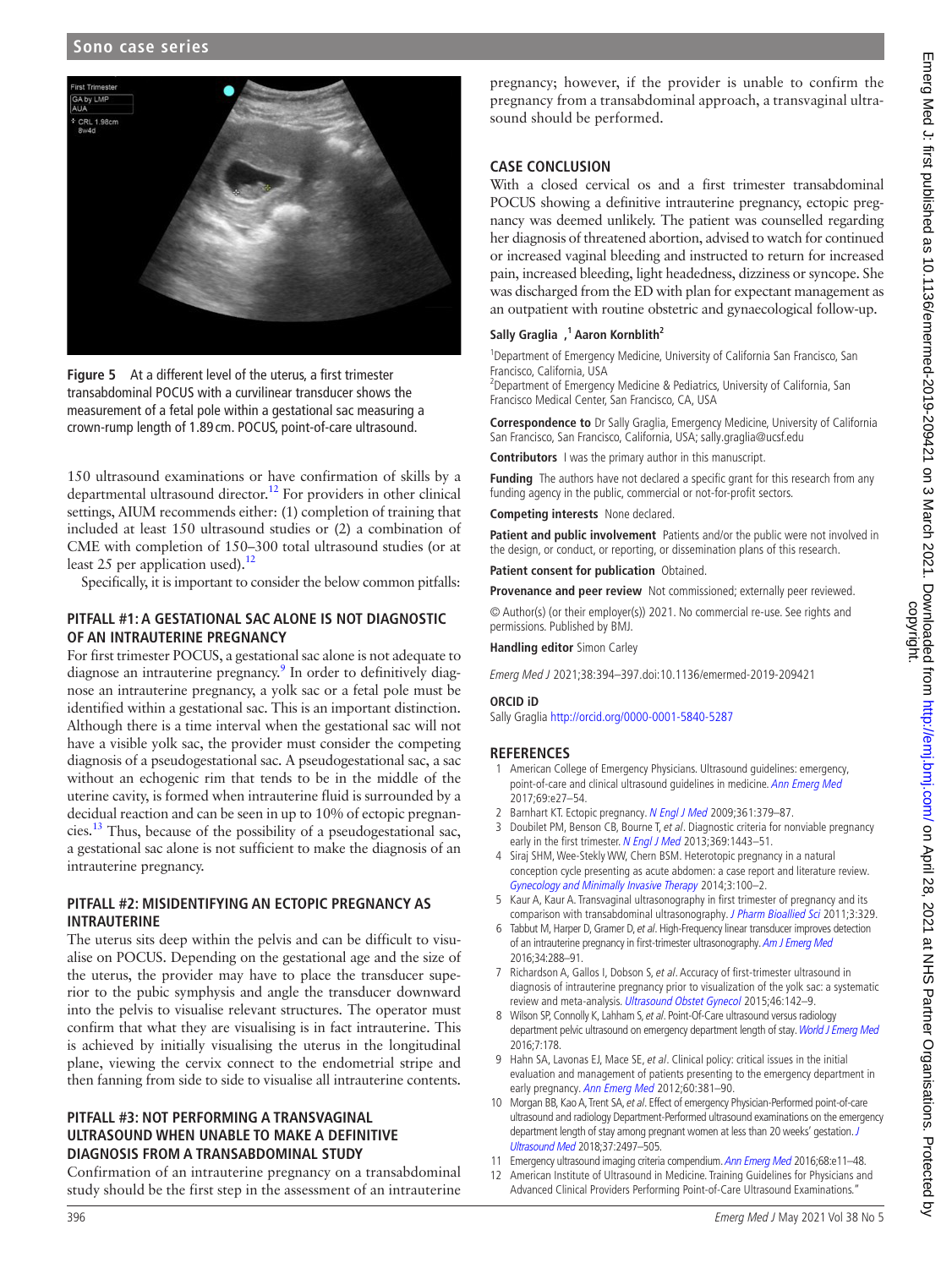Figure 5 At a different level of the uterus, a first trimester transabdominal POCUS with a curvilinear transducer shows the measurement of a fetal pole within a gestational sac measuring a crown-rump length of 1.89 cm. POCUS, point-of-care ultrasound.

150 ultrasound examinations or have confirmation of skills by a departmental ultrasound director.[12] For providers in other clinical settings, AIUM recommends either: (1) completion of training that included at least 150 ultrasound studies or (2) a combination of CME with completion of 150–300 total ultrasound studies (or at least 25 per application used).[12]

Specifically, it is important to consider the below common pitfalls:

## PITFALL #1: A GESTATIONAL SAC ALONE IS NOT DIAGNOSTIC OF AN INTRAUTERINE PREGNANCY

For first trimester POCUS, a gestational sac alone is not adequate to diagnose an intrauterine pregnancy.[9] In order to definitively diagnose an intrauterine pregnancy, a yolk sac or a fetal pole must be identified within a gestational sac. This is an important distinction. Although there is a time interval when the gestational sac will not have a visible yolk sac, the provider must consider the competing diagnosis of a pseudogestational sac. A pseudogestational sac, a sac without an echogenic rim that tends to be in the middle of the uterine cavity, is formed when intrauterine fluid is surrounded by a decidual reaction and can be seen in up to 10% of ectopic pregnancies.[13] Thus, because of the possibility of a pseudogestational sac, a gestational sac alone is not sufficient to make the diagnosis of an intrauterine pregnancy.

## PITFALL #2: MISIDENTIFYING AN ECTOPIC PREGNANCY AS INTRAUTERINE

The uterus sits deep within the pelvis and can be difficult to visualise on POCUS. Depending on the gestational age and the size of the uterus, the provider may have to place the transducer superior to the pubic symphysis and angle the transducer downward into the pelvis to visualise relevant structures. The operator must confirm that what they are visualising is in fact intrauterine. This is achieved by initially visualising the uterus in the longitudinal plane, viewing the cervix connect to the endometrial stripe and then fanning from side to side to visualise all intrauterine contents.

## PITFALL #3: NOT PERFORMING A TRANSVAGINAL ULTRASOUND WHEN UNABLE TO MAKE A DEFINITIVE DIAGNOSIS FROM A TRANSABDOMINAL STUDY

Confirmation of an intrauterine pregnancy on a transabdominal study should be the first step in the assessment of an intrauterine pregnancy; however, if the provider is unable to confirm the pregnancy from a transabdominal approach, a transvaginal ultrasound should be performed.

## CASE CONCLUSION

With a closed cervical os and a first trimester transabdominal POCUS showing a definitive intrauterine pregnancy, ectopic pregnancy was deemed unlikely. The patient was counselled regarding her diagnosis of threatened abortion, advised to watch for continued or increased vaginal bleeding and instructed to return for increased pain, increased bleeding, light headedness, dizziness or syncope. She was discharged from the ED with plan for expectant management as an outpatient with routine obstetric and gynaecological follow-up.

**Sally Graglia**,[1] **Aaron Kornblith**[2]

[1]Department of Emergency Medicine, University of California San Francisco, San Francisco, California, USA
[2]Department of Emergency Medicine & Pediatrics, University of California, San Francisco Medical Center, San Francisco, CA, USA

**Correspondence to** Dr Sally Graglia, Emergency Medicine, University of California San Francisco, San Francisco, California, USA; sally.graglia@ucsf.edu

**Contributors** I was the primary author in this manuscript.

**Funding** The authors have not declared a specific grant for this research from any funding agency in the public, commercial or not-for-profit sectors.

**Competing interests** None declared.

**Patient and public involvement** Patients and/or the public were not involved in the design, or conduct, or reporting, or dissemination plans of this research.

**Patient consent for publication** Obtained.

**Provenance and peer review** Not commissioned; externally peer reviewed.

© Author(s) (or their employer(s)) 2021. No commercial re-use. See rights and permissions. Published by BMJ.

**Handling editor** Simon Carley

*Emerg Med J* 2021;38:394–397.doi:10.1136/emermed-2019-209421

**ORCID iD**
Sally Graglia http://orcid.org/0000-0001-5840-5287

## REFERENCES

1. American College of Emergency Physicians. Ultrasound guidelines: emergency, point-of-care and clinical ultrasound guidelines in medicine. *Ann Emerg Med* 2017;69:e27–54.
2. Barnhart KT. Ectopic pregnancy. *N Engl J Med* 2009;361:379–87.
3. Doubilet PM, Benson CB, Bourne T, *et al*. Diagnostic criteria for nonviable pregnancy early in the first trimester. *N Engl J Med* 2013;369:1443–51.
4. Siraj SHM, Wee-Stekly WW, Chern BSM. Heterotopic pregnancy in a natural conception cycle presenting as acute abdomen: a case report and literature review. *Gynecology and Minimally Invasive Therapy* 2014;3:100–2.
5. Kaur A, Kaur A. Transvaginal ultrasonography in first trimester of pregnancy and its comparison with transabdominal ultrasonography. *J Pharm Bioallied Sci* 2011;3:329.
6. Tabbut M, Harper D, Gramer D, *et al*. High-Frequency linear transducer improves detection of an intrauterine pregnancy in first-trimester ultrasonography. *Am J Emerg Med* 2016;34:288–91.
7. Richardson A, Gallos I, Dobson S, *et al*. Accuracy of first-trimester ultrasound in diagnosis of intrauterine pregnancy prior to visualization of the yolk sac: a systematic review and meta-analysis. *Ultrasound Obstet Gynecol* 2015;46:142–9.
8. Wilson SP, Connolly K, Lahham S, *et al*. Point-Of-Care ultrasound versus radiology department pelvic ultrasound on emergency department length of stay. *World J Emerg Med* 2016;7:178.
9. Hahn SA, Lavonas EJ, Mace SE, *et al*. Clinical policy: critical issues in the initial evaluation and management of patients presenting to the emergency department in early pregnancy. *Ann Emerg Med* 2012;60:381–90.
10. Morgan BB, Kao A, Trent SA, *et al*. Effect of emergency Physician-Performed point-of-care ultrasound and radiology Department-Performed ultrasound examinations on the emergency department length of stay among pregnant women at less than 20 weeks' gestation. *J Ultrasound Med* 2018;37:2497–505.
11. Emergency ultrasound imaging criteria compendium. *Ann Emerg Med* 2016;68:e11–48.
12. American Institute of Ultrasound in Medicine. Training Guidelines for Physicians and Advanced Clinical Providers Performing Point-of-Care Ultrasound Examinations."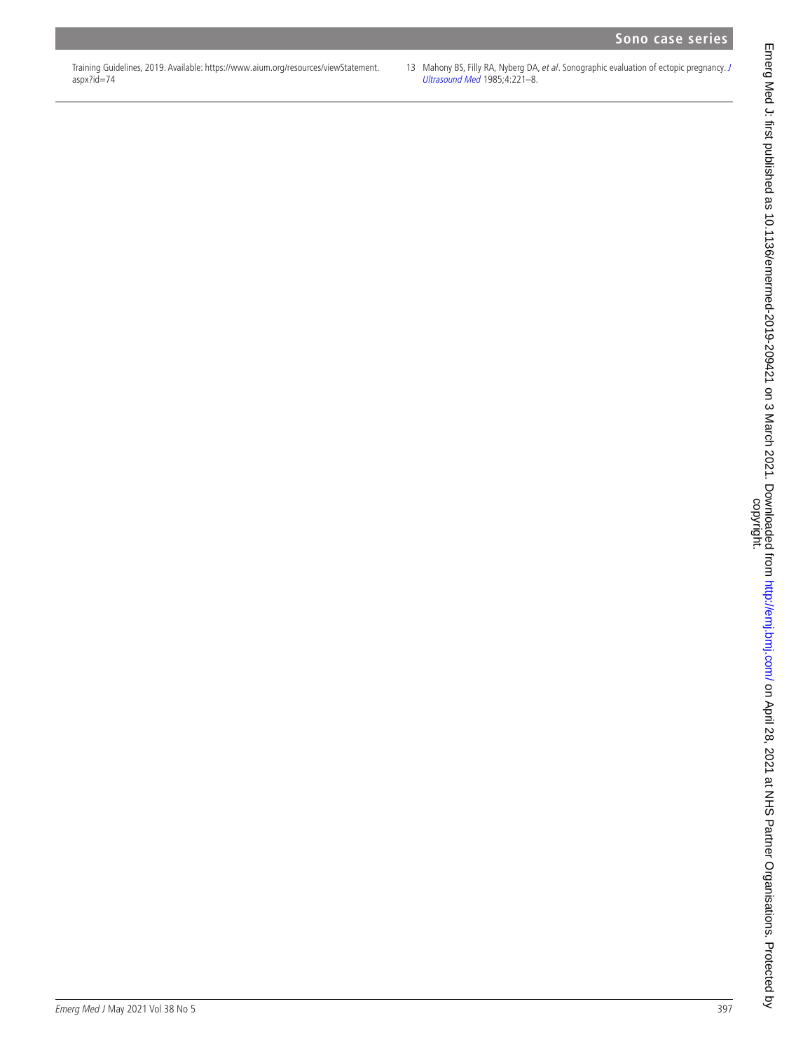Training Guidelines, 2019. Available: https://www.aium.org/resources/viewStatement.aspx?id=74

13 Mahony BS, Filly RA, Nyberg DA, *et al*. Sonographic evaluation of ectopic pregnancy. *J Ultrasound Med* 1985;4:221–8.